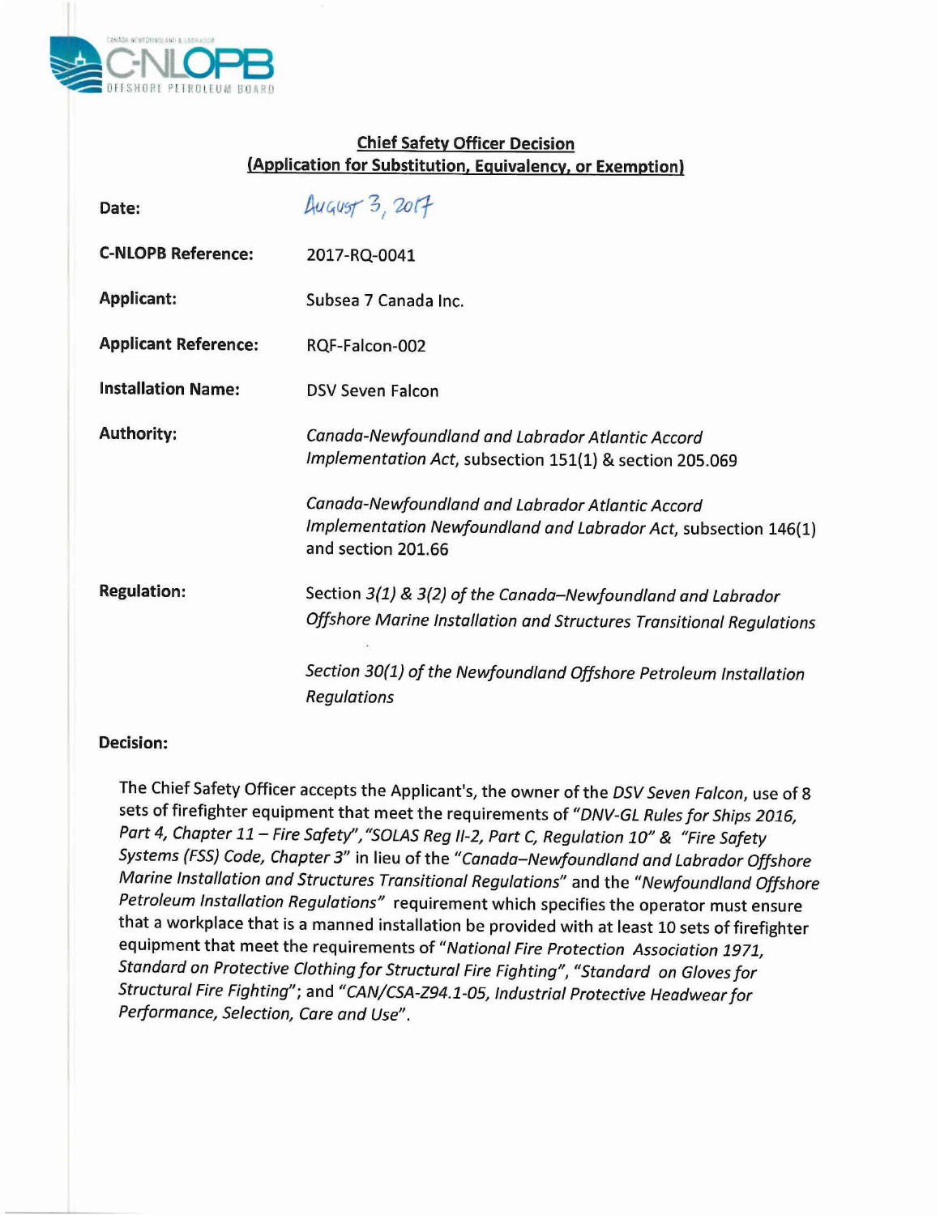## Chief Safety Officer Decision
## (Application for Substitution, Equivalency, or Exemption)

| | |
|---|---|
| **Date:** | August 3, 2017 |
| **C-NLOPB Reference:** | 2017-RQ-0041 |
| **Applicant:** | Subsea 7 Canada Inc. |
| **Applicant Reference:** | RQF-Falcon-002 |
| **Installation Name:** | DSV Seven Falcon |
| **Authority:** | *Canada-Newfoundland and Labrador Atlantic Accord Implementation Act*, subsection 151(1) & section 205.069<br><br>*Canada-Newfoundland and Labrador Atlantic Accord Implementation Newfoundland and Labrador Act*, subsection 146(1) and section 201.66 |
| **Regulation:** | Section *3(1) & 3(2) of the Canada–Newfoundland and Labrador Offshore Marine Installation and Structures Transitional Regulations*<br><br>*Section 30(1) of the Newfoundland Offshore Petroleum Installation Regulations* |

**Decision:**

The Chief Safety Officer accepts the Applicant's, the owner of the *DSV Seven Falcon*, use of 8 sets of firefighter equipment that meet the requirements of *"DNV-GL Rules for Ships 2016, Part 4, Chapter 11 – Fire Safety"*, *"SOLAS Reg II-2, Part C, Regulation 10"* & *"Fire Safety Systems (FSS) Code, Chapter 3"* in lieu of the *"Canada–Newfoundland and Labrador Offshore Marine Installation and Structures Transitional Regulations"* and the *"Newfoundland Offshore Petroleum Installation Regulations"* requirement which specifies the operator must ensure that a workplace that is a manned installation be provided with at least 10 sets of firefighter equipment that meet the requirements of *"National Fire Protection Association 1971, Standard on Protective Clothing for Structural Fire Fighting"*, *"Standard on Gloves for Structural Fire Fighting"*; and *"CAN/CSA-Z94.1-05, Industrial Protective Headwear for Performance, Selection, Care and Use"*.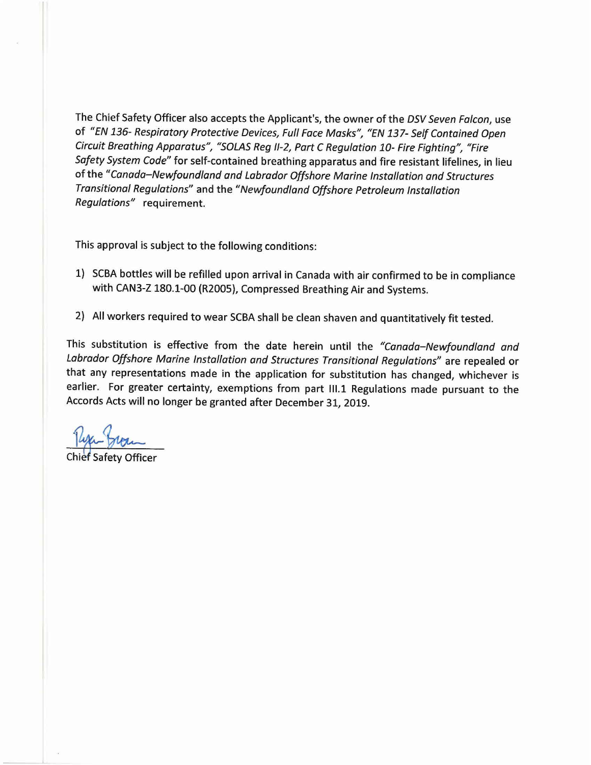The Chief Safety Officer also accepts the Applicant's, the owner of the *DSV Seven Falcon*, use of *"EN 136- Respiratory Protective Devices, Full Face Masks", "EN 137- Self Contained Open Circuit Breathing Apparatus", "SOLAS Reg II-2, Part C Regulation 10- Fire Fighting", "Fire Safety System Code"* for self-contained breathing apparatus and fire resistant lifelines, in lieu of the *"Canada–Newfoundland and Labrador Offshore Marine Installation and Structures Transitional Regulations"* and the *"Newfoundland Offshore Petroleum Installation Regulations"* requirement.

This approval is subject to the following conditions:

1) SCBA bottles will be refilled upon arrival in Canada with air confirmed to be in compliance with CAN3-Z 180.1-00 (R2005), Compressed Breathing Air and Systems.

2) All workers required to wear SCBA shall be clean shaven and quantitatively fit tested.

This substitution is effective from the date herein until the *"Canada–Newfoundland and Labrador Offshore Marine Installation and Structures Transitional Regulations"* are repealed or that any representations made in the application for substitution has changed, whichever is earlier. For greater certainty, exemptions from part III.1 Regulations made pursuant to the Accords Acts will no longer be granted after December 31, 2019.

Chief Safety Officer